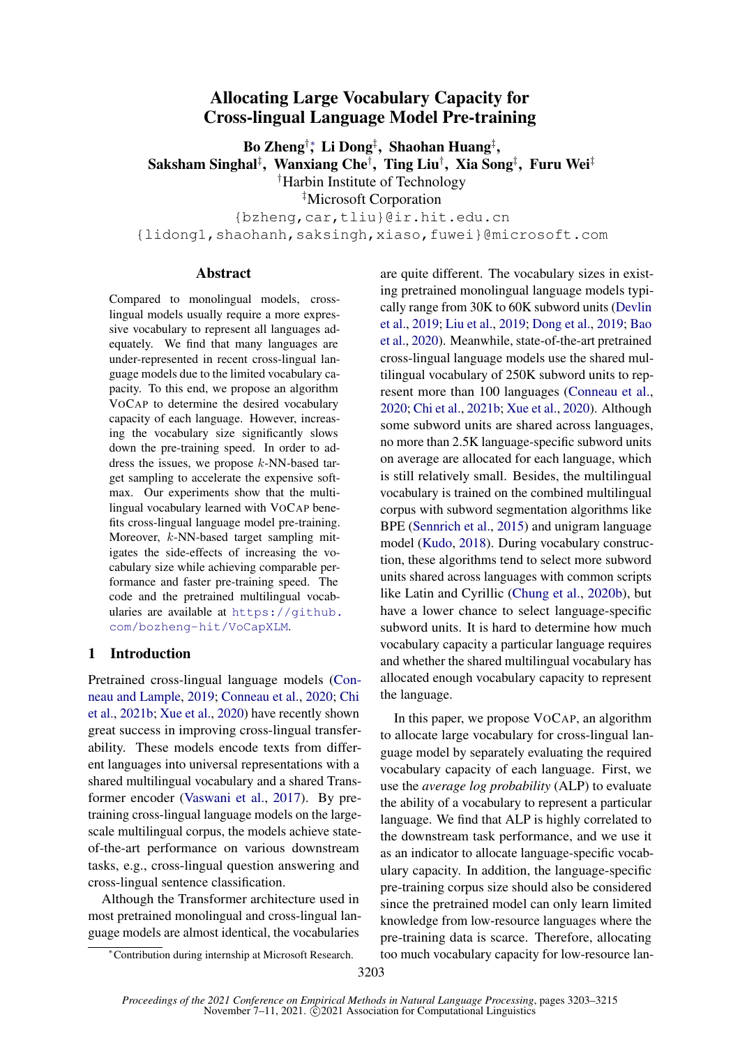# Allocating Large Vocabulary Capacity for Cross-lingual Language Model Pre-training

**Bo Zheng**[†]*, **Li Dong**[‡], **Shaohan Huang**[‡], **Saksham Singhal**[‡], **Wanxiang Che**[†], **Ting Liu**[†], **Xia Song**[‡], **Furu Wei**[‡]

[†]Harbin Institute of Technology

[‡]Microsoft Corporation

{bzheng,car,tliu}@ir.hit.edu.cn

{lidong1,shaohanh,saksingh,xiaso,fuwei}@microsoft.com

## Abstract

Compared to monolingual models, cross-lingual models usually require a more expressive vocabulary to represent all languages adequately. We find that many languages are under-represented in recent cross-lingual language models due to the limited vocabulary capacity. To this end, we propose an algorithm VoCap to determine the desired vocabulary capacity of each language. However, increasing the vocabulary size significantly slows down the pre-training speed. In order to address the issues, we propose $k$-NN-based target sampling to accelerate the expensive softmax. Our experiments show that the multilingual vocabulary learned with VoCap benefits cross-lingual language model pre-training. Moreover, $k$-NN-based target sampling mitigates the side-effects of increasing the vocabulary size while achieving comparable performance and faster pre-training speed. The code and the pretrained multilingual vocabularies are available at https://github.com/bozheng-hit/VoCapXLM.

## 1 Introduction

Pretrained cross-lingual language models (Conneau and Lample, 2019; Conneau et al., 2020; Chi et al., 2021b; Xue et al., 2020) have recently shown great success in improving cross-lingual transferability. These models encode texts from different languages into universal representations with a shared multilingual vocabulary and a shared Transformer encoder (Vaswani et al., 2017). By pre-training cross-lingual language models on the large-scale multilingual corpus, the models achieve state-of-the-art performance on various downstream tasks, e.g., cross-lingual question answering and cross-lingual sentence classification.

Although the Transformer architecture used in most pretrained monolingual and cross-lingual language models are almost identical, the vocabularies are quite different. The vocabulary sizes in existing pretrained monolingual language models typically range from 30K to 60K subword units (Devlin et al., 2019; Liu et al., 2019; Dong et al., 2019; Bao et al., 2020). Meanwhile, state-of-the-art pretrained cross-lingual language models use the shared multilingual vocabulary of 250K subword units to represent more than 100 languages (Conneau et al., 2020; Chi et al., 2021b; Xue et al., 2020). Although some subword units are shared across languages, no more than 2.5K language-specific subword units on average are allocated for each language, which is still relatively small. Besides, the multilingual vocabulary is trained on the combined multilingual corpus with subword segmentation algorithms like BPE (Sennrich et al., 2015) and unigram language model (Kudo, 2018). During vocabulary construction, these algorithms tend to select more subword units shared across languages with common scripts like Latin and Cyrillic (Chung et al., 2020b), but have a lower chance to select language-specific subword units. It is hard to determine how much vocabulary capacity a particular language requires and whether the shared multilingual vocabulary has allocated enough vocabulary capacity to represent the language.

In this paper, we propose VoCap, an algorithm to allocate large vocabulary for cross-lingual language model by separately evaluating the required vocabulary capacity of each language. First, we use the *average log probability* (ALP) to evaluate the ability of a vocabulary to represent a particular language. We find that ALP is highly correlated to the downstream task performance, and we use it as an indicator to allocate language-specific vocabulary capacity. In addition, the language-specific pre-training corpus size should also be considered since the pretrained model can only learn limited knowledge from low-resource languages where the pre-training data is scarce. Therefore, allocating too much vocabulary capacity for low-resource lan-

*Contribution during internship at Microsoft Research.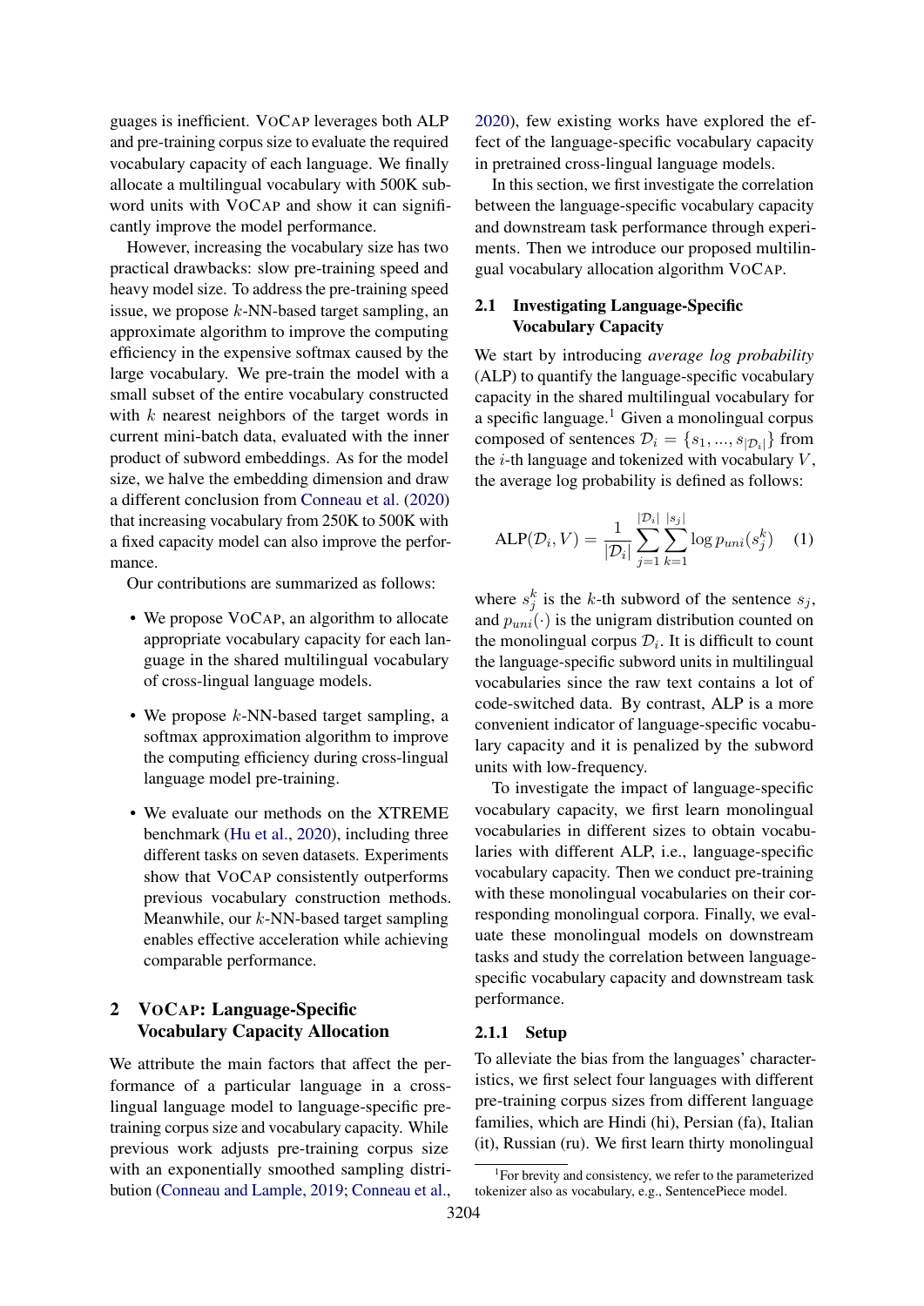guages is inefficient. VoCap leverages both ALP and pre-training corpus size to evaluate the required vocabulary capacity of each language. We finally allocate a multilingual vocabulary with 500K subword units with VoCap and show it can significantly improve the model performance.

However, increasing the vocabulary size has two practical drawbacks: slow pre-training speed and heavy model size. To address the pre-training speed issue, we propose $k$-NN-based target sampling, an approximate algorithm to improve the computing efficiency in the expensive softmax caused by the large vocabulary. We pre-train the model with a small subset of the entire vocabulary constructed with $k$ nearest neighbors of the target words in current mini-batch data, evaluated with the inner product of subword embeddings. As for the model size, we halve the embedding dimension and draw a different conclusion from Conneau et al. (2020) that increasing vocabulary from 250K to 500K with a fixed capacity model can also improve the performance.

Our contributions are summarized as follows:

- We propose VoCap, an algorithm to allocate appropriate vocabulary capacity for each language in the shared multilingual vocabulary of cross-lingual language models.
- We propose $k$-NN-based target sampling, a softmax approximation algorithm to improve the computing efficiency during cross-lingual language model pre-training.
- We evaluate our methods on the XTREME benchmark (Hu et al., 2020), including three different tasks on seven datasets. Experiments show that VoCap consistently outperforms previous vocabulary construction methods. Meanwhile, our $k$-NN-based target sampling enables effective acceleration while achieving comparable performance.

## 2 VoCap: Language-Specific Vocabulary Capacity Allocation

We attribute the main factors that affect the performance of a particular language in a cross-lingual language model to language-specific pre-training corpus size and vocabulary capacity. While previous work adjusts pre-training corpus size with an exponentially smoothed sampling distribution (Conneau and Lample, 2019; Conneau et al., 2020), few existing works have explored the effect of the language-specific vocabulary capacity in pretrained cross-lingual language models.

In this section, we first investigate the correlation between the language-specific vocabulary capacity and downstream task performance through experiments. Then we introduce our proposed multilingual vocabulary allocation algorithm VoCap.

### 2.1 Investigating Language-Specific Vocabulary Capacity

We start by introducing *average log probability* (ALP) to quantify the language-specific vocabulary capacity in the shared multilingual vocabulary for a specific language.[1] Given a monolingual corpus composed of sentences $\mathcal{D}_i = \{s_1, ..., s_{|\mathcal{D}_i|}\}$ from the $i$-th language and tokenized with vocabulary $V$, the average log probability is defined as follows:

$$\mathrm{ALP}(\mathcal{D}_i, V) = \frac{1}{|\mathcal{D}_i|} \sum_{j=1}^{|\mathcal{D}_i|} \sum_{k=1}^{|s_j|} \log p_{uni}(s_j^k) \quad (1)$$

where $s_j^k$ is the $k$-th subword of the sentence $s_j$, and $p_{uni}(\cdot)$ is the unigram distribution counted on the monolingual corpus $\mathcal{D}_i$. It is difficult to count the language-specific subword units in multilingual vocabularies since the raw text contains a lot of code-switched data. By contrast, ALP is a more convenient indicator of language-specific vocabulary capacity and it is penalized by the subword units with low-frequency.

To investigate the impact of language-specific vocabulary capacity, we first learn monolingual vocabularies in different sizes to obtain vocabularies with different ALP, i.e., language-specific vocabulary capacity. Then we conduct pre-training with these monolingual vocabularies on their corresponding monolingual corpora. Finally, we evaluate these monolingual models on downstream tasks and study the correlation between language-specific vocabulary capacity and downstream task performance.

#### 2.1.1 Setup

To alleviate the bias from the languages' characteristics, we first select four languages with different pre-training corpus sizes from different language families, which are Hindi (hi), Persian (fa), Italian (it), Russian (ru). We first learn thirty monolingual

[1] For brevity and consistency, we refer to the parameterized tokenizer also as vocabulary, e.g., SentencePiece model.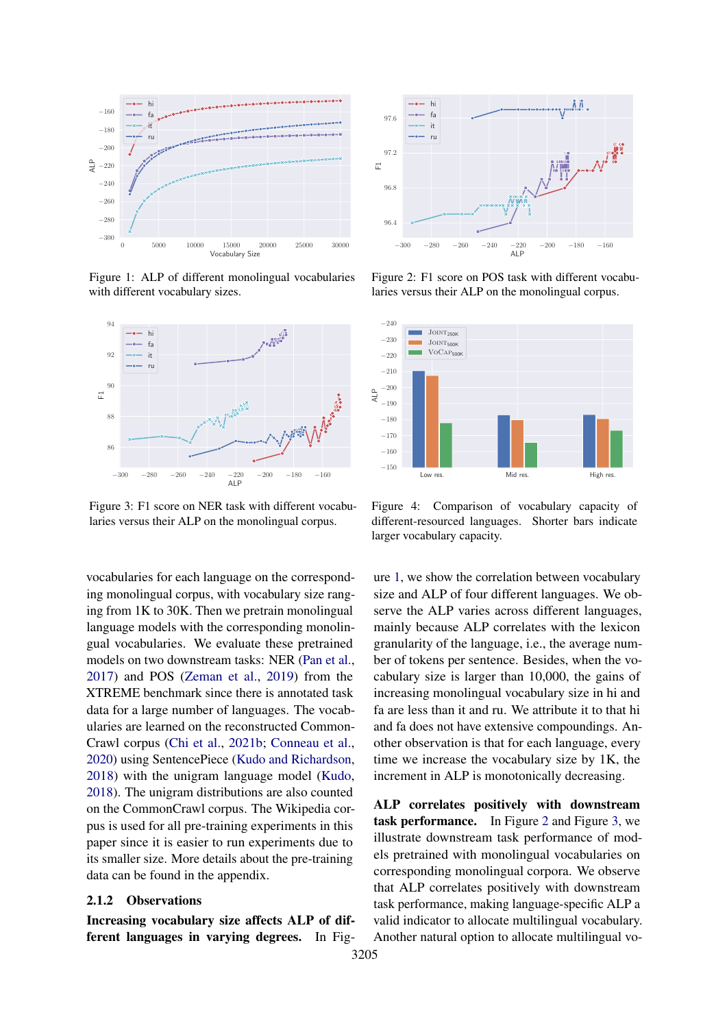Figure 1: ALP of different monolingual vocabularies with different vocabulary sizes.

Figure 2: F1 score on POS task with different vocabularies versus their ALP on the monolingual corpus.

Figure 3: F1 score on NER task with different vocabularies versus their ALP on the monolingual corpus.

Figure 4: Comparison of vocabulary capacity of different-resourced languages. Shorter bars indicate larger vocabulary capacity.

vocabularies for each language on the corresponding monolingual corpus, with vocabulary size ranging from 1K to 30K. Then we pretrain monolingual language models with the corresponding monolingual vocabularies. We evaluate these pretrained models on two downstream tasks: NER (Pan et al., 2017) and POS (Zeman et al., 2019) from the XTREME benchmark since there is annotated task data for a large number of languages. The vocabularies are learned on the reconstructed CommonCrawl corpus (Chi et al., 2021b; Conneau et al., 2020) using SentencePiece (Kudo and Richardson, 2018) with the unigram language model (Kudo, 2018). The unigram distributions are also counted on the CommonCrawl corpus. The Wikipedia corpus is used for all pre-training experiments in this paper since it is easier to run experiments due to its smaller size. More details about the pre-training data can be found in the appendix.

### 2.1.2 Observations

**Increasing vocabulary size affects ALP of different languages in varying degrees.** In Figure 1, we show the correlation between vocabulary size and ALP of four different languages. We observe the ALP varies across different languages, mainly because ALP correlates with the lexicon granularity of the language, i.e., the average number of tokens per sentence. Besides, when the vocabulary size is larger than 10,000, the gains of increasing monolingual vocabulary size in hi and fa are less than it and ru. We attribute it to that hi and fa does not have extensive compoundings. Another observation is that for each language, every time we increase the vocabulary size by 1K, the increment in ALP is monotonically decreasing.

**ALP correlates positively with downstream task performance.** In Figure 2 and Figure 3, we illustrate downstream task performance of models pretrained with monolingual vocabularies on corresponding monolingual corpora. We observe that ALP correlates positively with downstream task performance, making language-specific ALP a valid indicator to allocate multilingual vocabulary. Another natural option to allocate multilingual vo-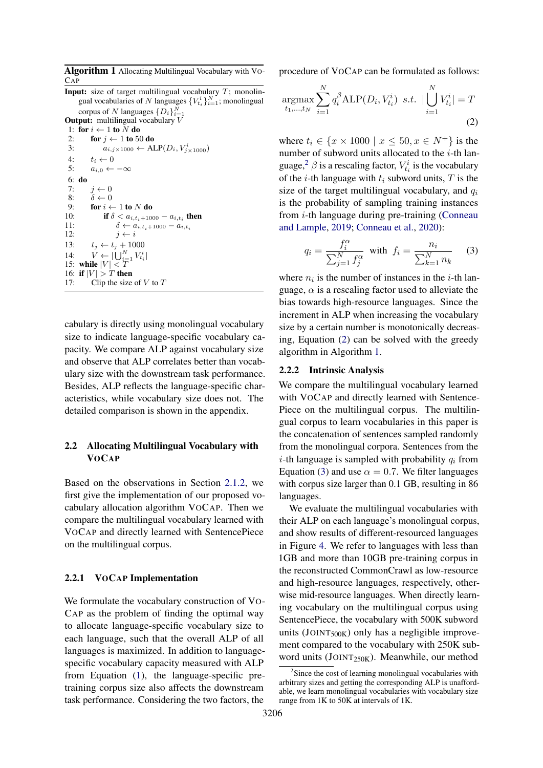**Algorithm 1** Allocating Multilingual Vocabulary with VoCap

**Input:** size of target multilingual vocabulary $T$; monolingual vocabularies of $N$ languages $\{V_{t_i}^i\}_{i=1}^N$; monolingual corpus of $N$ languages $\{D_i\}_{i=1}^N$

**Output:** multilingual vocabulary $V$

```
1: for i ← 1 to N do
2:     for j ← 1 to 50 do
3:         a_{i,j×1000} ← ALP(D_i, V^i_{j×1000})
4:     t_i ← 0
5:     a_{i,0} ← −∞
6: do
7:     j ← 0
8:     δ ← 0
9:     for i ← 1 to N do
10:        if δ < a_{i,t_i+1000} − a_{i,t_i} then
11:            δ ← a_{i,t_i+1000} − a_{i,t_i}
12:            j ← i
13:    t_j ← t_j + 1000
14:    V ← |⋃_{i=1}^N V^i_{t_i}|
15: while |V| < T
16: if |V| > T then
17:    Clip the size of V to T
```

cabulary is directly using monolingual vocabulary size to indicate language-specific vocabulary capacity. We compare ALP against vocabulary size and observe that ALP correlates better than vocabulary size with the downstream task performance. Besides, ALP reflects the language-specific characteristics, while vocabulary size does not. The detailed comparison is shown in the appendix.

## 2.2 Allocating Multilingual Vocabulary with VoCap

Based on the observations in Section 2.1.2, we first give the implementation of our proposed vocabulary allocation algorithm VoCap. Then we compare the multilingual vocabulary learned with VoCap and directly learned with SentencePiece on the multilingual corpus.

### 2.2.1 VoCap Implementation

We formulate the vocabulary construction of VoCap as the problem of finding the optimal way to allocate language-specific vocabulary size to each language, such that the overall ALP of all languages is maximized. In addition to language-specific vocabulary capacity measured with ALP from Equation (1), the language-specific pre-training corpus also affects the downstream task performance. Considering the two factors, the procedure of VoCap can be formulated as follows:

$$\underset{t_1,\ldots,t_N}{\text{argmax}} \sum_{i=1}^{N} q_i^{\beta} \text{ALP}(D_i, V_{t_i}^i) \;\; s.t. \;\; |\bigcup_{i=1}^{N} V_{t_i}^i| = T \tag{2}$$

where $t_i \in \{x \times 1000 \mid x \leq 50, x \in N^+\}$ is the number of subword units allocated to the $i$-th language,[2] $\beta$ is a rescaling factor, $V_{t_i}^i$ is the vocabulary of the $i$-th language with $t_i$ subword units, $T$ is the size of the target multilingual vocabulary, and $q_i$ is the probability of sampling training instances from $i$-th language during pre-training (Conneau and Lample, 2019; Conneau et al., 2020):

$$q_i = \frac{f_i^{\alpha}}{\sum_{j=1}^{N} f_j^{\alpha}} \;\; \text{with} \;\; f_i = \frac{n_i}{\sum_{k=1}^{N} n_k} \tag{3}$$

where $n_i$ is the number of instances in the $i$-th language, $\alpha$ is a rescaling factor used to alleviate the bias towards high-resource languages. Since the increment in ALP when increasing the vocabulary size by a certain number is monotonically decreasing, Equation (2) can be solved with the greedy algorithm in Algorithm 1.

### 2.2.2 Intrinsic Analysis

We compare the multilingual vocabulary learned with VoCap and directly learned with SentencePiece on the multilingual corpus. The multilingual corpus to learn vocabularies in this paper is the concatenation of sentences sampled randomly from the monolingual corpora. Sentences from the $i$-th language is sampled with probability $q_i$ from Equation (3) and use $\alpha = 0.7$. We filter languages with corpus size larger than 0.1 GB, resulting in 86 languages.

We evaluate the multilingual vocabularies with their ALP on each language's monolingual corpus, and show results of different-resourced languages in Figure 4. We refer to languages with less than 1GB and more than 10GB pre-training corpus in the reconstructed CommonCrawl as low-resource and high-resource languages, respectively, otherwise mid-resource languages. When directly learning vocabulary on the multilingual corpus using SentencePiece, the vocabulary with 500K subword units ($\text{JOINT}_{500K}$) only has a negligible improvement compared to the vocabulary with 250K subword units ($\text{JOINT}_{250K}$). Meanwhile, our method

[2] Since the cost of learning monolingual vocabularies with arbitrary sizes and getting the corresponding ALP is unaffordable, we learn monolingual vocabularies with vocabulary size range from 1K to 50K at intervals of 1K.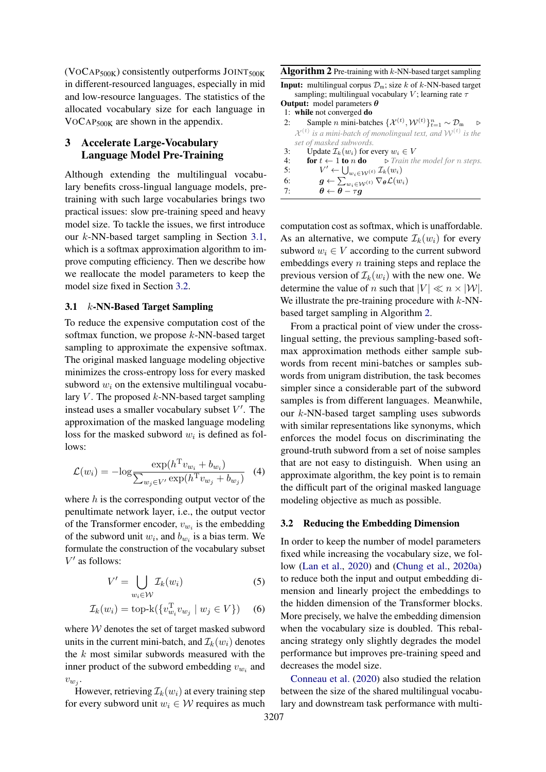(VoCap$_{500K}$) consistently outperforms Joint$_{500K}$ in different-resourced languages, especially in mid and low-resource languages. The statistics of the allocated vocabulary size for each language in VoCap$_{500K}$ are shown in the appendix.

## 3 Accelerate Large-Vocabulary Language Model Pre-Training

Although extending the multilingual vocabulary benefits cross-lingual language models, pre-training with such large vocabularies brings two practical issues: slow pre-training speed and heavy model size. To tackle the issues, we first introduce our $k$-NN-based target sampling in Section 3.1, which is a softmax approximation algorithm to improve computing efficiency. Then we describe how we reallocate the model parameters to keep the model size fixed in Section 3.2.

### 3.1 $k$-NN-Based Target Sampling

To reduce the expensive computation cost of the softmax function, we propose $k$-NN-based target sampling to approximate the expensive softmax. The original masked language modeling objective minimizes the cross-entropy loss for every masked subword $w_i$ on the extensive multilingual vocabulary $V$. The proposed $k$-NN-based target sampling instead uses a smaller vocabulary subset $V'$. The approximation of the masked language modeling loss for the masked subword $w_i$ is defined as follows:

$$\mathcal{L}(w_i) = -\log \frac{\exp(h^{\mathrm{T}} v_{w_i} + b_{w_i})}{\sum_{w_j \in V'} \exp(h^{\mathrm{T}} v_{w_j} + b_{w_j})} \quad (4)$$

where $h$ is the corresponding output vector of the penultimate network layer, i.e., the output vector of the Transformer encoder, $v_{w_i}$ is the embedding of the subword unit $w_i$, and $b_{w_i}$ is a bias term. We formulate the construction of the vocabulary subset $V'$ as follows:

$$V' = \bigcup_{w_i \in \mathcal{W}} \mathcal{I}_k(w_i) \quad (5)$$

$$\mathcal{I}_k(w_i) = \text{top-k}(\{v_{w_i}^{\mathrm{T}} v_{w_j} \mid w_j \in V\}) \quad (6)$$

where $\mathcal{W}$ denotes the set of target masked subword units in the current mini-batch, and $\mathcal{I}_k(w_i)$ denotes the $k$ most similar subwords measured with the inner product of the subword embedding $v_{w_i}$ and $v_{w_j}$.

However, retrieving $\mathcal{I}_k(w_i)$ at every training step for every subword unit $w_i \in \mathcal{W}$ requires as much computation cost as softmax, which is unaffordable. As an alternative, we compute $\mathcal{I}_k(w_i)$ for every subword $w_i \in V$ according to the current subword embeddings every $n$ training steps and replace the previous version of $\mathcal{I}_k(w_i)$ with the new one. We determine the value of $n$ such that $|V| \ll n \times |\mathcal{W}|$. We illustrate the pre-training procedure with $k$-NN-based target sampling in Algorithm 2.

**Algorithm 2** Pre-training with $k$-NN-based target sampling

**Input:** multilingual corpus $\mathcal{D}_{\mathrm{m}}$; size $k$ of $k$-NN-based target sampling; multilingual vocabulary $V$; learning rate $\tau$
**Output:** model parameters $\boldsymbol{\theta}$

```
1: while not converged do
2:     Sample n mini-batches {X^(t), W^(t)}_{t=1}^n ~ D_m    ▷ X^(t) is a mini-batch of monolingual text, and W^(t) is the set of masked subwords.
3:     Update I_k(w_i) for every w_i ∈ V
4:     for t ← 1 to n do    ▷ Train the model for n steps.
5:         V' ← ⋃_{w_i ∈ W^(t)} I_k(w_i)
6:         g ← Σ_{w_i ∈ W^(t)} ∇_θ L(w_i)
7:         θ ← θ − τ g
```

From a practical point of view under the cross-lingual setting, the previous sampling-based softmax approximation methods either sample subwords from recent mini-batches or samples subwords from unigram distribution, the task becomes simpler since a considerable part of the subword samples is from different languages. Meanwhile, our $k$-NN-based target sampling uses subwords with similar representations like synonyms, which enforces the model focus on discriminating the ground-truth subword from a set of noise samples that are not easy to distinguish. When using an approximate algorithm, the key point is to remain the difficult part of the original masked language modeling objective as much as possible.

### 3.2 Reducing the Embedding Dimension

In order to keep the number of model parameters fixed while increasing the vocabulary size, we follow (Lan et al., 2020) and (Chung et al., 2020a) to reduce both the input and output embedding dimension and linearly project the embeddings to the hidden dimension of the Transformer blocks. More precisely, we halve the embedding dimension when the vocabulary size is doubled. This rebalancing strategy only slightly degrades the model performance but improves pre-training speed and decreases the model size.

Conneau et al. (2020) also studied the relation between the size of the shared multilingual vocabulary and downstream task performance with multi-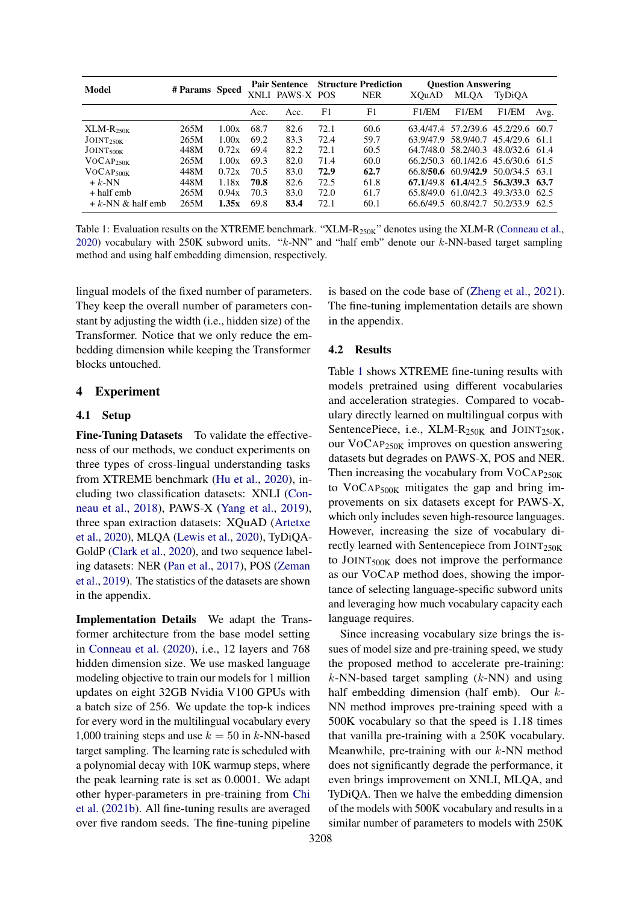| Model | # Params | Speed | Pair Sentence | | Structure Prediction | | Question Answering | | | |
|---|---|---|---|---|---|---|---|---|---|---|
| | | | XNLI | PAWS-X | POS | NER | XQuAD | MLQA | TyDiQA | |
| | | | Acc. | Acc. | F1 | F1 | F1/EM | F1/EM | F1/EM | Avg. |
| XLM-R$_{250K}$ | 265M | 1.00x | 68.7 | 82.6 | 72.1 | 60.6 | 63.4/47.4 | 57.2/39.6 | 45.2/29.6 | 60.7 |
| JOINT$_{250K}$ | 265M | 1.00x | 69.2 | 83.3 | 72.4 | 59.7 | 63.9/47.9 | 58.9/40.7 | 45.4/29.6 | 61.1 |
| JOINT$_{500K}$ | 448M | 0.72x | 69.4 | 82.2 | 72.1 | 60.5 | 64.7/48.0 | 58.2/40.3 | 48.0/32.6 | 61.4 |
| VOCAP$_{250K}$ | 265M | 1.00x | 69.3 | 82.0 | 71.4 | 60.0 | 66.2/50.3 | 60.1/42.6 | 45.6/30.6 | 61.5 |
| VOCAP$_{500K}$ | 448M | 0.72x | 70.5 | 83.0 | **72.9** | **62.7** | 66.8/**50.6** | 60.9/**42.9** | 50.0/34.5 | 63.1 |
| + $k$-NN | 448M | 1.18x | **70.8** | 82.6 | 72.5 | 61.8 | **67.1**/49.8 | **61.4**/42.5 | **56.3/39.3** | **63.7** |
| + half emb | 265M | 0.94x | 70.3 | 83.0 | 72.0 | 61.7 | 65.8/49.0 | 61.0/42.3 | 49.3/33.0 | 62.5 |
| + $k$-NN & half emb | 265M | **1.35x** | 69.8 | **83.4** | 72.1 | 60.1 | 66.6/49.5 | 60.8/42.7 | 50.2/33.9 | 62.5 |

Table 1: Evaluation results on the XTREME benchmark. "XLM-R$_{250K}$" denotes using the XLM-R (Conneau et al., 2020) vocabulary with 250K subword units. "$k$-NN" and "half emb" denote our $k$-NN-based target sampling method and using half embedding dimension, respectively.

lingual models of the fixed number of parameters. They keep the overall number of parameters constant by adjusting the width (i.e., hidden size) of the Transformer. Notice that we only reduce the embedding dimension while keeping the Transformer blocks untouched.

## 4 Experiment

### 4.1 Setup

**Fine-Tuning Datasets** To validate the effectiveness of our methods, we conduct experiments on three types of cross-lingual understanding tasks from XTREME benchmark (Hu et al., 2020), including two classification datasets: XNLI (Conneau et al., 2018), PAWS-X (Yang et al., 2019), three span extraction datasets: XQuAD (Artetxe et al., 2020), MLQA (Lewis et al., 2020), TyDiQA-GoldP (Clark et al., 2020), and two sequence labeling datasets: NER (Pan et al., 2017), POS (Zeman et al., 2019). The statistics of the datasets are shown in the appendix.

**Implementation Details** We adapt the Transformer architecture from the base model setting in Conneau et al. (2020), i.e., 12 layers and 768 hidden dimension size. We use masked language modeling objective to train our models for 1 million updates on eight 32GB Nvidia V100 GPUs with a batch size of 256. We update the top-k indices for every word in the multilingual vocabulary every 1,000 training steps and use $k = 50$ in $k$-NN-based target sampling. The learning rate is scheduled with a polynomial decay with 10K warmup steps, where the peak learning rate is set as 0.0001. We adapt other hyper-parameters in pre-training from Chi et al. (2021b). All fine-tuning results are averaged over five random seeds. The fine-tuning pipeline is based on the code base of (Zheng et al., 2021). The fine-tuning implementation details are shown in the appendix.

### 4.2 Results

Table 1 shows XTREME fine-tuning results with models pretrained using different vocabularies and acceleration strategies. Compared to vocabulary directly learned on multilingual corpus with SentencePiece, i.e., XLM-R$_{250K}$ and JOINT$_{250K}$, our VOCAP$_{250K}$ improves on question answering datasets but degrades on PAWS-X, POS and NER. Then increasing the vocabulary from VOCAP$_{250K}$ to VOCAP$_{500K}$ mitigates the gap and bring improvements on six datasets except for PAWS-X, which only includes seven high-resource languages. However, increasing the size of vocabulary directly learned with Sentencepiece from JOINT$_{250K}$ to JOINT$_{500K}$ does not improve the performance as our VOCAP method does, showing the importance of selecting language-specific subword units and leveraging how much vocabulary capacity each language requires.

Since increasing vocabulary size brings the issues of model size and pre-training speed, we study the proposed method to accelerate pre-training: $k$-NN-based target sampling ($k$-NN) and using half embedding dimension (half emb). Our $k$-NN method improves pre-training speed with a 500K vocabulary so that the speed is 1.18 times that vanilla pre-training with a 250K vocabulary. Meanwhile, pre-training with our $k$-NN method does not significantly degrade the performance, it even brings improvement on XNLI, MLQA, and TyDiQA. Then we halve the embedding dimension of the models with 500K vocabulary and results in a similar number of parameters to models with 250K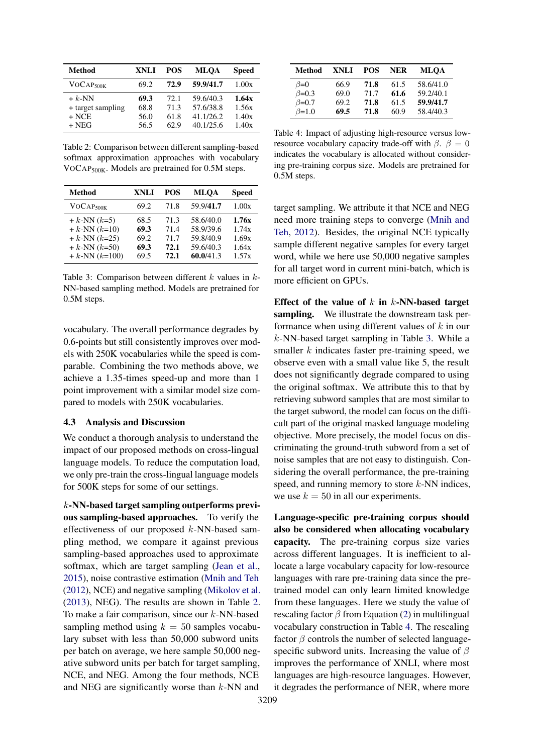| Method | XNLI | POS | MLQA | Speed |
|---|---|---|---|---|
| VoCap$_{500K}$ | 69.2 | **72.9** | **59.9/41.7** | 1.00x |
| + $k$-NN | **69.3** | 72.1 | 59.6/40.3 | **1.64x** |
| + target sampling | 68.8 | 71.3 | 57.6/38.8 | 1.56x |
| + NCE | 56.0 | 61.8 | 41.1/26.2 | 1.40x |
| + NEG | 56.5 | 62.9 | 40.1/25.6 | 1.40x |

Table 2: Comparison between different sampling-based softmax approximation approaches with vocabulary VoCap$_{500K}$. Models are pretrained for 0.5M steps.

| Method | XNLI | POS | MLQA | Speed |
|---|---|---|---|---|
| VoCap$_{500K}$ | 69.2 | 71.8 | 59.9/**41.7** | 1.00x |
| + $k$-NN ($k$=5) | 68.5 | 71.3 | 58.6/40.0 | **1.76x** |
| + $k$-NN ($k$=10) | **69.3** | 71.4 | 58.9/39.6 | 1.74x |
| + $k$-NN ($k$=25) | 69.2 | 71.7 | 59.8/40.9 | 1.69x |
| + $k$-NN ($k$=50) | **69.3** | **72.1** | 59.6/40.3 | 1.64x |
| + $k$-NN ($k$=100) | 69.5 | **72.1** | **60.0**/41.3 | 1.57x |

Table 3: Comparison between different $k$ values in $k$-NN-based sampling method. Models are pretrained for 0.5M steps.

vocabulary. The overall performance degrades by 0.6-points but still consistently improves over models with 250K vocabularies while the speed is comparable. Combining the two methods above, we achieve a 1.35-times speed-up and more than 1 point improvement with a similar model size compared to models with 250K vocabularies.

### 4.3 Analysis and Discussion

We conduct a thorough analysis to understand the impact of our proposed methods on cross-lingual language models. To reduce the computation load, we only pre-train the cross-lingual language models for 500K steps for some of our settings.

**$k$-NN-based target sampling outperforms previous sampling-based approaches.** To verify the effectiveness of our proposed $k$-NN-based sampling method, we compare it against previous sampling-based approaches used to approximate softmax, which are target sampling (Jean et al., 2015), noise contrastive estimation (Mnih and Teh (2012), NCE) and negative sampling (Mikolov et al. (2013), NEG). The results are shown in Table 2. To make a fair comparison, since our $k$-NN-based sampling method using $k = 50$ samples vocabulary subset with less than 50,000 subword units per batch on average, we here sample 50,000 negative subword units per batch for target sampling, NCE, and NEG. Among the four methods, NCE and NEG are significantly worse than $k$-NN and target sampling. We attribute it that NCE and NEG need more training steps to converge (Mnih and Teh, 2012). Besides, the original NCE typically sample different negative samples for every target word, while we here use 50,000 negative samples for all target word in current mini-batch, which is more efficient on GPUs.

| Method | XNLI | POS | NER | MLQA |
|---|---|---|---|---|
| $\beta$=0 | 66.9 | **71.8** | 61.5 | 58.6/41.0 |
| $\beta$=0.3 | 69.0 | 71.7 | **61.6** | 59.2/40.1 |
| $\beta$=0.7 | 69.2 | **71.8** | 61.5 | **59.9/41.7** |
| $\beta$=1.0 | **69.5** | **71.8** | 60.9 | 58.4/40.3 |

Table 4: Impact of adjusting high-resource versus low-resource vocabulary capacity trade-off with $\beta$. $\beta = 0$ indicates the vocabulary is allocated without considering pre-training corpus size. Models are pretrained for 0.5M steps.

**Effect of the value of $k$ in $k$-NN-based target sampling.** We illustrate the downstream task performance when using different values of $k$ in our $k$-NN-based target sampling in Table 3. While a smaller $k$ indicates faster pre-training speed, we observe even with a small value like 5, the result does not significantly degrade compared to using the original softmax. We attribute this to that by retrieving subword samples that are most similar to the target subword, the model can focus on the difficult part of the original masked language modeling objective. More precisely, the model focus on discriminating the ground-truth subword from a set of noise samples that are not easy to distinguish. Considering the overall performance, the pre-training speed, and running memory to store $k$-NN indices, we use $k = 50$ in all our experiments.

**Language-specific pre-training corpus should also be considered when allocating vocabulary capacity.** The pre-training corpus size varies across different languages. It is inefficient to allocate a large vocabulary capacity for low-resource languages with rare pre-training data since the pre-trained model can only learn limited knowledge from these languages. Here we study the value of rescaling factor $\beta$ from Equation (2) in multilingual vocabulary construction in Table 4. The rescaling factor $\beta$ controls the number of selected language-specific subword units. Increasing the value of $\beta$ improves the performance of XNLI, where most languages are high-resource languages. However, it degrades the performance of NER, where more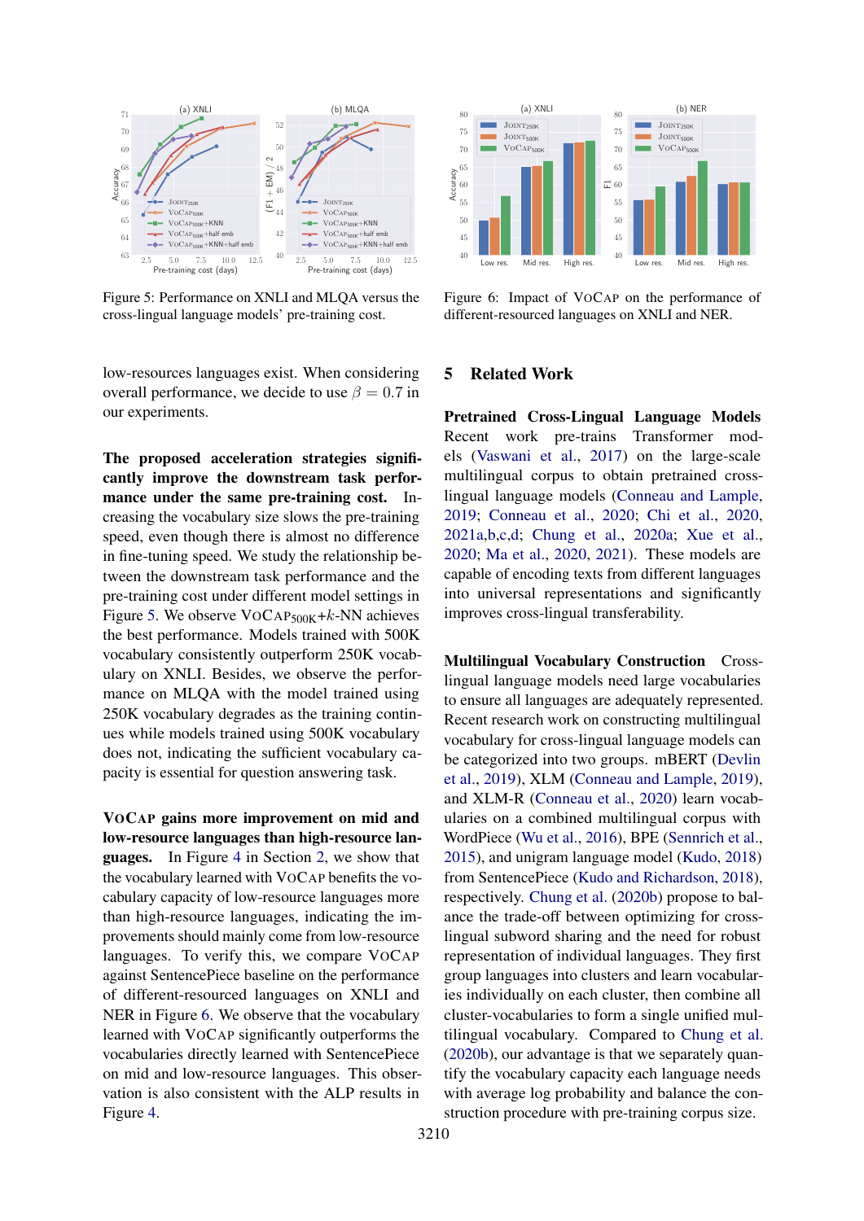Figure 5: Performance on XNLI and MLQA versus the cross-lingual language models' pre-training cost.

Figure 6: Impact of VoCap on the performance of different-resourced languages on XNLI and NER.

low-resources languages exist. When considering overall performance, we decide to use $\beta = 0.7$ in our experiments.

**The proposed acceleration strategies significantly improve the downstream task performance under the same pre-training cost.** Increasing the vocabulary size slows the pre-training speed, even though there is almost no difference in fine-tuning speed. We study the relationship between the downstream task performance and the pre-training cost under different model settings in Figure 5. We observe VoCap$_{500K}$+$k$-NN achieves the best performance. Models trained with 500K vocabulary consistently outperform 250K vocabulary on XNLI. Besides, we observe the performance on MLQA with the model trained using 250K vocabulary degrades as the training continues while models trained using 500K vocabulary does not, indicating the sufficient vocabulary capacity is essential for question answering task.

**VoCap gains more improvement on mid and low-resource languages than high-resource languages.** In Figure 4 in Section 2, we show that the vocabulary learned with VoCap benefits the vocabulary capacity of low-resource languages more than high-resource languages, indicating the improvements should mainly come from low-resource languages. To verify this, we compare VoCap against SentencePiece baseline on the performance of different-resourced languages on XNLI and NER in Figure 6. We observe that the vocabulary learned with VoCap significantly outperforms the vocabularies directly learned with SentencePiece on mid and low-resource languages. This observation is also consistent with the ALP results in Figure 4.

## 5 Related Work

**Pretrained Cross-Lingual Language Models** Recent work pre-trains Transformer models (Vaswani et al., 2017) on the large-scale multilingual corpus to obtain pretrained cross-lingual language models (Conneau and Lample, 2019; Conneau et al., 2020; Chi et al., 2020, 2021a,b,c,d; Chung et al., 2020a; Xue et al., 2020; Ma et al., 2020, 2021). These models are capable of encoding texts from different languages into universal representations and significantly improves cross-lingual transferability.

**Multilingual Vocabulary Construction** Cross-lingual language models need large vocabularies to ensure all languages are adequately represented. Recent research work on constructing multilingual vocabulary for cross-lingual language models can be categorized into two groups. mBERT (Devlin et al., 2019), XLM (Conneau and Lample, 2019), and XLM-R (Conneau et al., 2020) learn vocabularies on a combined multilingual corpus with WordPiece (Wu et al., 2016), BPE (Sennrich et al., 2015), and unigram language model (Kudo, 2018) from SentencePiece (Kudo and Richardson, 2018), respectively. Chung et al. (2020b) propose to balance the trade-off between optimizing for cross-lingual subword sharing and the need for robust representation of individual languages. They first group languages into clusters and learn vocabularies individually on each cluster, then combine all cluster-vocabularies to form a single unified multilingual vocabulary. Compared to Chung et al. (2020b), our advantage is that we separately quantify the vocabulary capacity each language needs with average log probability and balance the construction procedure with pre-training corpus size.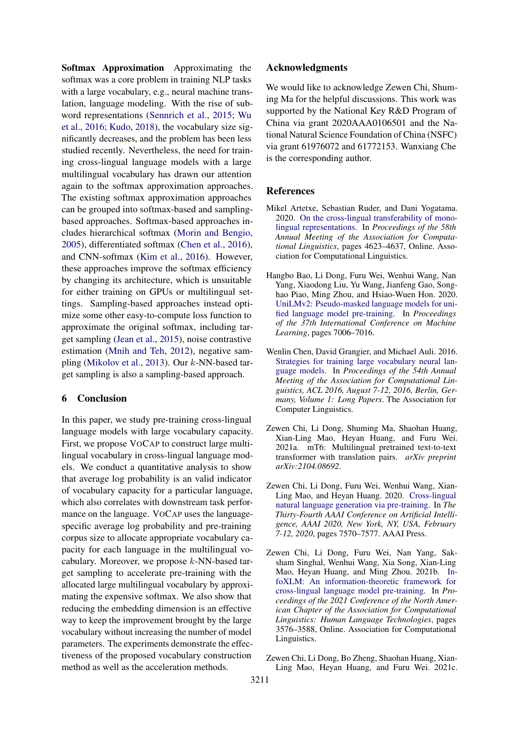**Softmax Approximation** Approximating the softmax was a core problem in training NLP tasks with a large vocabulary, e.g., neural machine translation, language modeling. With the rise of subword representations (Sennrich et al., 2015; Wu et al., 2016; Kudo, 2018), the vocabulary size significantly decreases, and the problem has been less studied recently. Nevertheless, the need for training cross-lingual language models with a large multilingual vocabulary has drawn our attention again to the softmax approximation approaches. The existing softmax approximation approaches can be grouped into softmax-based and sampling-based approaches. Softmax-based approaches includes hierarchical softmax (Morin and Bengio, 2005), differentiated softmax (Chen et al., 2016), and CNN-softmax (Kim et al., 2016). However, these approaches improve the softmax efficiency by changing its architecture, which is unsuitable for either training on GPUs or multilingual settings. Sampling-based approaches instead optimize some other easy-to-compute loss function to approximate the original softmax, including target sampling (Jean et al., 2015), noise contrastive estimation (Mnih and Teh, 2012), negative sampling (Mikolov et al., 2013). Our $k$-NN-based target sampling is also a sampling-based approach.

## 6 Conclusion

In this paper, we study pre-training cross-lingual language models with large vocabulary capacity. First, we propose VoCap to construct large multilingual vocabulary in cross-lingual language models. We conduct a quantitative analysis to show that average log probability is an valid indicator of vocabulary capacity for a particular language, which also correlates with downstream task performance on the language. VoCap uses the language-specific average log probability and pre-training corpus size to allocate appropriate vocabulary capacity for each language in the multilingual vocabulary. Moreover, we propose $k$-NN-based target sampling to accelerate pre-training with the allocated large multilingual vocabulary by approximating the expensive softmax. We also show that reducing the embedding dimension is an effective way to keep the improvement brought by the large vocabulary without increasing the number of model parameters. The experiments demonstrate the effectiveness of the proposed vocabulary construction method as well as the acceleration methods.

## Acknowledgments

We would like to acknowledge Zewen Chi, Shuming Ma for the helpful discussions. This work was supported by the National Key R&D Program of China via grant 2020AAA0106501 and the National Natural Science Foundation of China (NSFC) via grant 61976072 and 61772153. Wanxiang Che is the corresponding author.

## References

Mikel Artetxe, Sebastian Ruder, and Dani Yogatama. 2020. On the cross-lingual transferability of monolingual representations. In *Proceedings of the 58th Annual Meeting of the Association for Computational Linguistics*, pages 4623–4637, Online. Association for Computational Linguistics.

Hangbo Bao, Li Dong, Furu Wei, Wenhui Wang, Nan Yang, Xiaodong Liu, Yu Wang, Jianfeng Gao, Songhao Piao, Ming Zhou, and Hsiao-Wuen Hon. 2020. UniLMv2: Pseudo-masked language models for unified language model pre-training. In *Proceedings of the 37th International Conference on Machine Learning*, pages 7006–7016.

Wenlin Chen, David Grangier, and Michael Auli. 2016. Strategies for training large vocabulary neural language models. In *Proceedings of the 54th Annual Meeting of the Association for Computational Linguistics, ACL 2016, August 7-12, 2016, Berlin, Germany, Volume 1: Long Papers*. The Association for Computer Linguistics.

Zewen Chi, Li Dong, Shuming Ma, Shaohan Huang, Xian-Ling Mao, Heyan Huang, and Furu Wei. 2021a. mT6: Multilingual pretrained text-to-text transformer with translation pairs. *arXiv preprint arXiv:2104.08692*.

Zewen Chi, Li Dong, Furu Wei, Wenhui Wang, Xian-Ling Mao, and Heyan Huang. 2020. Cross-lingual natural language generation via pre-training. In *The Thirty-Fourth AAAI Conference on Artificial Intelligence, AAAI 2020, New York, NY, USA, February 7-12, 2020*, pages 7570–7577. AAAI Press.

Zewen Chi, Li Dong, Furu Wei, Nan Yang, Saksham Singhal, Wenhui Wang, Xia Song, Xian-Ling Mao, Heyan Huang, and Ming Zhou. 2021b. InfoXLM: An information-theoretic framework for cross-lingual language model pre-training. In *Proceedings of the 2021 Conference of the North American Chapter of the Association for Computational Linguistics: Human Language Technologies*, pages 3576–3588, Online. Association for Computational Linguistics.

Zewen Chi, Li Dong, Bo Zheng, Shaohan Huang, Xian-Ling Mao, Heyan Huang, and Furu Wei. 2021c.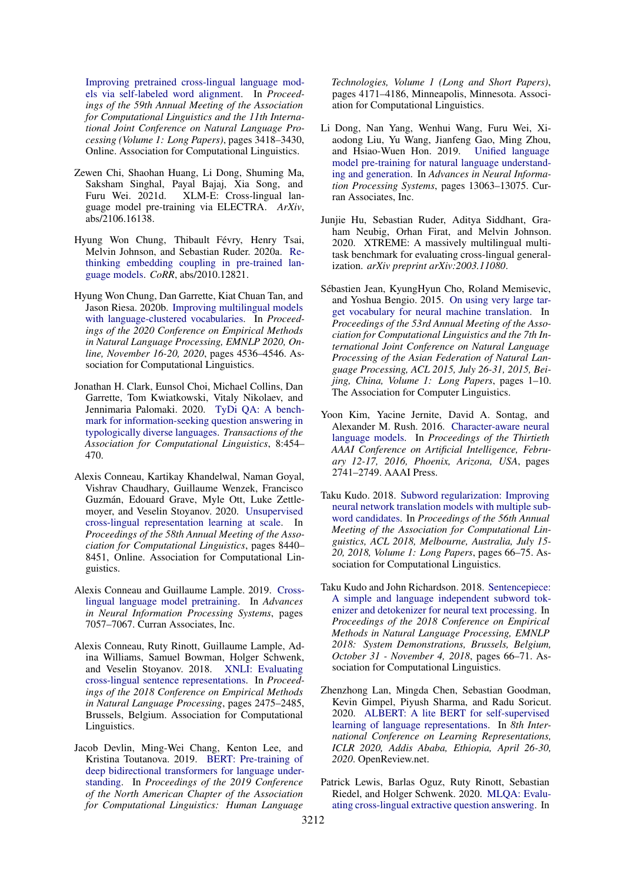Improving pretrained cross-lingual language models via self-labeled word alignment. In *Proceedings of the 59th Annual Meeting of the Association for Computational Linguistics and the 11th International Joint Conference on Natural Language Processing (Volume 1: Long Papers)*, pages 3418–3430, Online. Association for Computational Linguistics.

Zewen Chi, Shaohan Huang, Li Dong, Shuming Ma, Saksham Singhal, Payal Bajaj, Xia Song, and Furu Wei. 2021d. XLM-E: Cross-lingual language model pre-training via ELECTRA. *ArXiv*, abs/2106.16138.

Hyung Won Chung, Thibault Févry, Henry Tsai, Melvin Johnson, and Sebastian Ruder. 2020a. Rethinking embedding coupling in pre-trained language models. *CoRR*, abs/2010.12821.

Hyung Won Chung, Dan Garrette, Kiat Chuan Tan, and Jason Riesa. 2020b. Improving multilingual models with language-clustered vocabularies. In *Proceedings of the 2020 Conference on Empirical Methods in Natural Language Processing, EMNLP 2020, Online, November 16-20, 2020*, pages 4536–4546. Association for Computational Linguistics.

Jonathan H. Clark, Eunsol Choi, Michael Collins, Dan Garrette, Tom Kwiatkowski, Vitaly Nikolaev, and Jennimaria Palomaki. 2020. TyDi QA: A benchmark for information-seeking question answering in typologically diverse languages. *Transactions of the Association for Computational Linguistics*, 8:454–470.

Alexis Conneau, Kartikay Khandelwal, Naman Goyal, Vishrav Chaudhary, Guillaume Wenzek, Francisco Guzmán, Edouard Grave, Myle Ott, Luke Zettlemoyer, and Veselin Stoyanov. 2020. Unsupervised cross-lingual representation learning at scale. In *Proceedings of the 58th Annual Meeting of the Association for Computational Linguistics*, pages 8440–8451, Online. Association for Computational Linguistics.

Alexis Conneau and Guillaume Lample. 2019. Cross-lingual language model pretraining. In *Advances in Neural Information Processing Systems*, pages 7057–7067. Curran Associates, Inc.

Alexis Conneau, Ruty Rinott, Guillaume Lample, Adina Williams, Samuel Bowman, Holger Schwenk, and Veselin Stoyanov. 2018. XNLI: Evaluating cross-lingual sentence representations. In *Proceedings of the 2018 Conference on Empirical Methods in Natural Language Processing*, pages 2475–2485, Brussels, Belgium. Association for Computational Linguistics.

Jacob Devlin, Ming-Wei Chang, Kenton Lee, and Kristina Toutanova. 2019. BERT: Pre-training of deep bidirectional transformers for language understanding. In *Proceedings of the 2019 Conference of the North American Chapter of the Association for Computational Linguistics: Human Language Technologies, Volume 1 (Long and Short Papers)*, pages 4171–4186, Minneapolis, Minnesota. Association for Computational Linguistics.

Li Dong, Nan Yang, Wenhui Wang, Furu Wei, Xiaodong Liu, Yu Wang, Jianfeng Gao, Ming Zhou, and Hsiao-Wuen Hon. 2019. Unified language model pre-training for natural language understanding and generation. In *Advances in Neural Information Processing Systems*, pages 13063–13075. Curran Associates, Inc.

Junjie Hu, Sebastian Ruder, Aditya Siddhant, Graham Neubig, Orhan Firat, and Melvin Johnson. 2020. XTREME: A massively multilingual multi-task benchmark for evaluating cross-lingual generalization. *arXiv preprint arXiv:2003.11080*.

Sébastien Jean, KyungHyun Cho, Roland Memisevic, and Yoshua Bengio. 2015. On using very large target vocabulary for neural machine translation. In *Proceedings of the 53rd Annual Meeting of the Association for Computational Linguistics and the 7th International Joint Conference on Natural Language Processing of the Asian Federation of Natural Language Processing, ACL 2015, July 26-31, 2015, Beijing, China, Volume 1: Long Papers*, pages 1–10. The Association for Computer Linguistics.

Yoon Kim, Yacine Jernite, David A. Sontag, and Alexander M. Rush. 2016. Character-aware neural language models. In *Proceedings of the Thirtieth AAAI Conference on Artificial Intelligence, February 12-17, 2016, Phoenix, Arizona, USA*, pages 2741–2749. AAAI Press.

Taku Kudo. 2018. Subword regularization: Improving neural network translation models with multiple subword candidates. In *Proceedings of the 56th Annual Meeting of the Association for Computational Linguistics, ACL 2018, Melbourne, Australia, July 15-20, 2018, Volume 1: Long Papers*, pages 66–75. Association for Computational Linguistics.

Taku Kudo and John Richardson. 2018. Sentencepiece: A simple and language independent subword tokenizer and detokenizer for neural text processing. In *Proceedings of the 2018 Conference on Empirical Methods in Natural Language Processing, EMNLP 2018: System Demonstrations, Brussels, Belgium, October 31 - November 4, 2018*, pages 66–71. Association for Computational Linguistics.

Zhenzhong Lan, Mingda Chen, Sebastian Goodman, Kevin Gimpel, Piyush Sharma, and Radu Soricut. 2020. ALBERT: A lite BERT for self-supervised learning of language representations. In *8th International Conference on Learning Representations, ICLR 2020, Addis Ababa, Ethiopia, April 26-30, 2020*. OpenReview.net.

Patrick Lewis, Barlas Oguz, Ruty Rinott, Sebastian Riedel, and Holger Schwenk. 2020. MLQA: Evaluating cross-lingual extractive question answering. In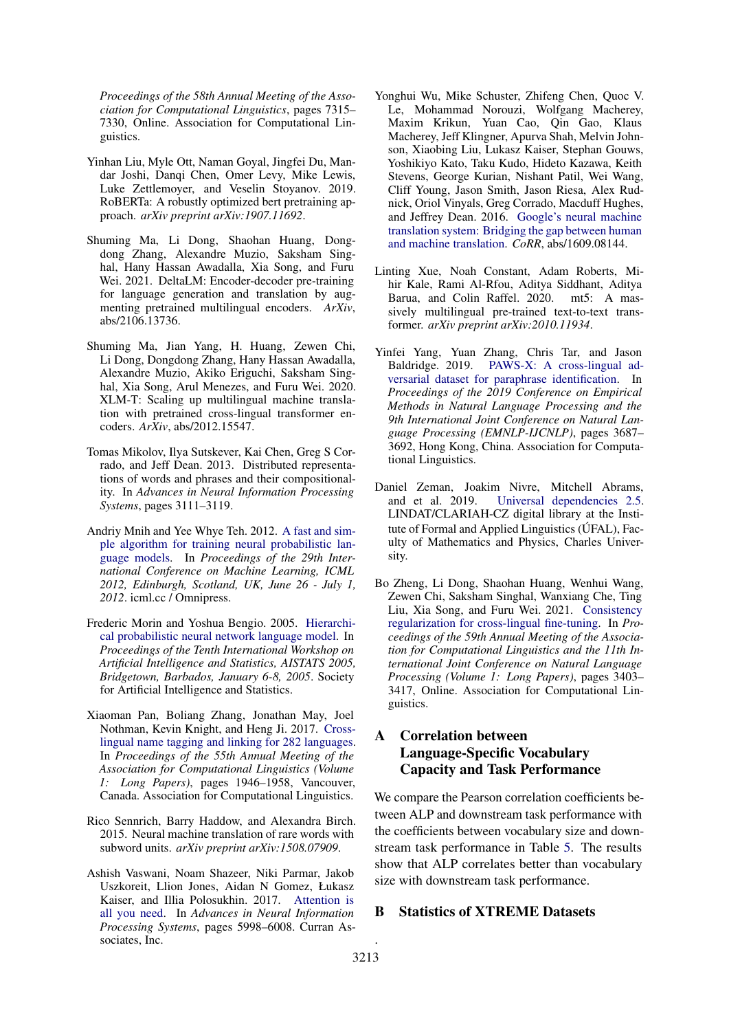Proceedings of the 58th Annual Meeting of the Association for Computational Linguistics*, pages 7315–7330, Online. Association for Computational Linguistics.

Yinhan Liu, Myle Ott, Naman Goyal, Jingfei Du, Mandar Joshi, Danqi Chen, Omer Levy, Mike Lewis, Luke Zettlemoyer, and Veselin Stoyanov. 2019. RoBERTa: A robustly optimized bert pretraining approach. *arXiv preprint arXiv:1907.11692*.

Shuming Ma, Li Dong, Shaohan Huang, Dongdong Zhang, Alexandre Muzio, Saksham Singhal, Hany Hassan Awadalla, Xia Song, and Furu Wei. 2021. DeltaLM: Encoder-decoder pre-training for language generation and translation by augmenting pretrained multilingual encoders. *ArXiv*, abs/2106.13736.

Shuming Ma, Jian Yang, H. Huang, Zewen Chi, Li Dong, Dongdong Zhang, Hany Hassan Awadalla, Alexandre Muzio, Akiko Eriguchi, Saksham Singhal, Xia Song, Arul Menezes, and Furu Wei. 2020. XLM-T: Scaling up multilingual machine translation with pretrained cross-lingual transformer encoders. *ArXiv*, abs/2012.15547.

Tomas Mikolov, Ilya Sutskever, Kai Chen, Greg S Corrado, and Jeff Dean. 2013. Distributed representations of words and phrases and their compositionality. In *Advances in Neural Information Processing Systems*, pages 3111–3119.

Andriy Mnih and Yee Whye Teh. 2012. A fast and simple algorithm for training neural probabilistic language models. In *Proceedings of the 29th International Conference on Machine Learning, ICML 2012, Edinburgh, Scotland, UK, June 26 - July 1, 2012*. icml.cc / Omnipress.

Frederic Morin and Yoshua Bengio. 2005. Hierarchical probabilistic neural network language model. In *Proceedings of the Tenth International Workshop on Artificial Intelligence and Statistics, AISTATS 2005, Bridgetown, Barbados, January 6-8, 2005*. Society for Artificial Intelligence and Statistics.

Xiaoman Pan, Boliang Zhang, Jonathan May, Joel Nothman, Kevin Knight, and Heng Ji. 2017. Cross-lingual name tagging and linking for 282 languages. In *Proceedings of the 55th Annual Meeting of the Association for Computational Linguistics (Volume 1: Long Papers)*, pages 1946–1958, Vancouver, Canada. Association for Computational Linguistics.

Rico Sennrich, Barry Haddow, and Alexandra Birch. 2015. Neural machine translation of rare words with subword units. *arXiv preprint arXiv:1508.07909*.

Ashish Vaswani, Noam Shazeer, Niki Parmar, Jakob Uszkoreit, Llion Jones, Aidan N Gomez, Łukasz Kaiser, and Illia Polosukhin. 2017. Attention is all you need. In *Advances in Neural Information Processing Systems*, pages 5998–6008. Curran Associates, Inc.

Yonghui Wu, Mike Schuster, Zhifeng Chen, Quoc V. Le, Mohammad Norouzi, Wolfgang Macherey, Maxim Krikun, Yuan Cao, Qin Gao, Klaus Macherey, Jeff Klingner, Apurva Shah, Melvin Johnson, Xiaobing Liu, Lukasz Kaiser, Stephan Gouws, Yoshikiyo Kato, Taku Kudo, Hideto Kazawa, Keith Stevens, George Kurian, Nishant Patil, Wei Wang, Cliff Young, Jason Smith, Jason Riesa, Alex Rudnick, Oriol Vinyals, Greg Corrado, Macduff Hughes, and Jeffrey Dean. 2016. Google's neural machine translation system: Bridging the gap between human and machine translation. *CoRR*, abs/1609.08144.

Linting Xue, Noah Constant, Adam Roberts, Mihir Kale, Rami Al-Rfou, Aditya Siddhant, Aditya Barua, and Colin Raffel. 2020. mt5: A massively multilingual pre-trained text-to-text transformer. *arXiv preprint arXiv:2010.11934*.

Yinfei Yang, Yuan Zhang, Chris Tar, and Jason Baldridge. 2019. PAWS-X: A cross-lingual adversarial dataset for paraphrase identification. In *Proceedings of the 2019 Conference on Empirical Methods in Natural Language Processing and the 9th International Joint Conference on Natural Language Processing (EMNLP-IJCNLP)*, pages 3687–3692, Hong Kong, China. Association for Computational Linguistics.

Daniel Zeman, Joakim Nivre, Mitchell Abrams, and et al. 2019. Universal dependencies 2.5. LINDAT/CLARIAH-CZ digital library at the Institute of Formal and Applied Linguistics (ÚFAL), Faculty of Mathematics and Physics, Charles University.

Bo Zheng, Li Dong, Shaohan Huang, Wenhui Wang, Zewen Chi, Saksham Singhal, Wanxiang Che, Ting Liu, Xia Song, and Furu Wei. 2021. Consistency regularization for cross-lingual fine-tuning. In *Proceedings of the 59th Annual Meeting of the Association for Computational Linguistics and the 11th International Joint Conference on Natural Language Processing (Volume 1: Long Papers)*, pages 3403–3417, Online. Association for Computational Linguistics.

## A Correlation between Language-Specific Vocabulary Capacity and Task Performance

We compare the Pearson correlation coefficients between ALP and downstream task performance with the coefficients between vocabulary size and downstream task performance in Table 5. The results show that ALP correlates better than vocabulary size with downstream task performance.

## B Statistics of XTREME Datasets

.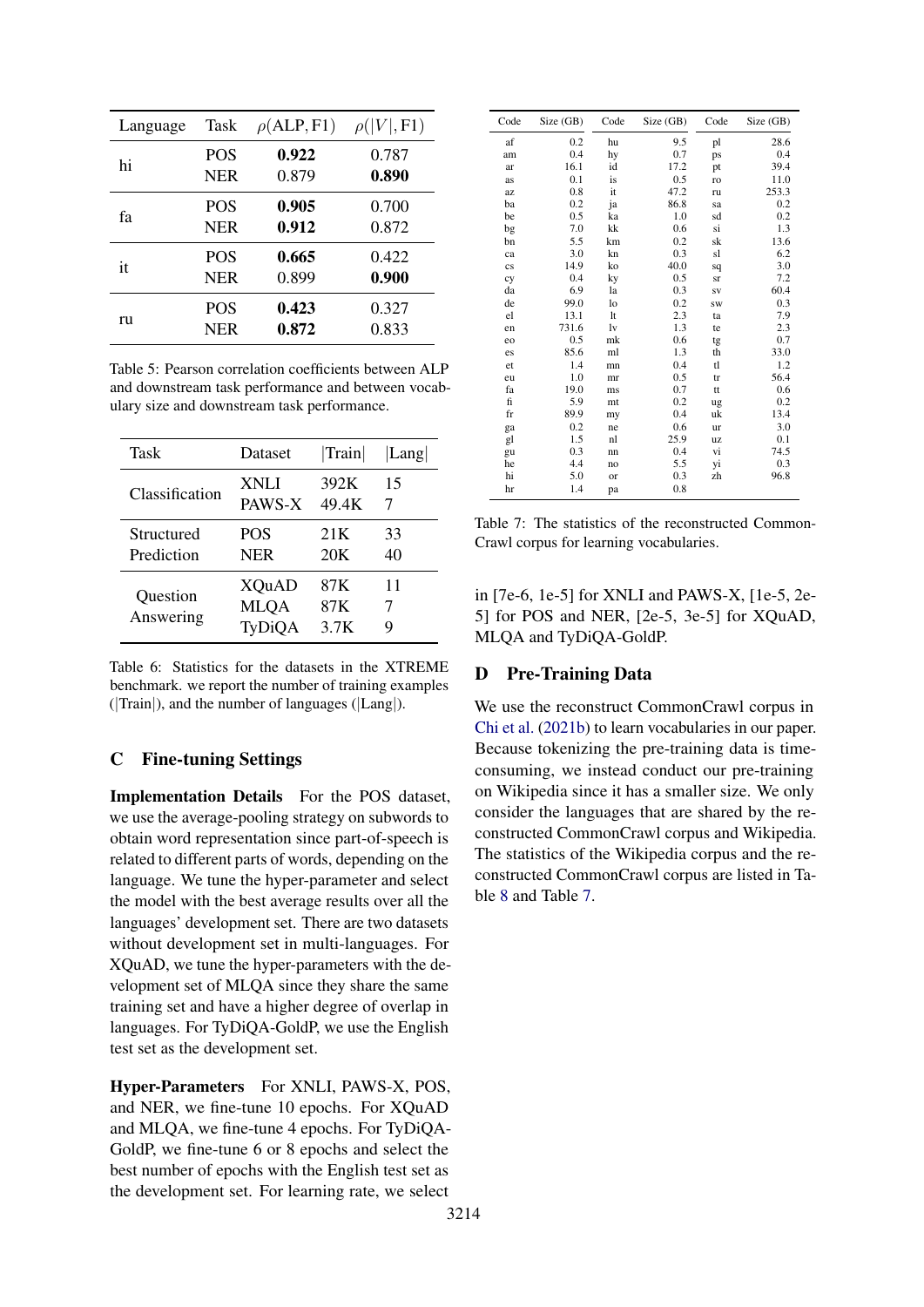| Language | Task | $\rho(\text{ALP}, \text{F1})$ | $\rho(\|V\|, \text{F1})$ |
|---|---|---|---|
| hi | POS | **0.922** | 0.787 |
| | NER | 0.879 | **0.890** |
| fa | POS | **0.905** | 0.700 |
| | NER | **0.912** | 0.872 |
| it | POS | **0.665** | 0.422 |
| | NER | 0.899 | **0.900** |
| ru | POS | **0.423** | 0.327 |
| | NER | **0.872** | 0.833 |

Table 5: Pearson correlation coefficients between ALP and downstream task performance and between vocabulary size and downstream task performance.

| Task | Dataset | \|Train\| | \|Lang\| |
|---|---|---|---|
| Classification | XNLI | 392K | 15 |
| | PAWS-X | 49.4K | 7 |
| Structured Prediction | POS | 21K | 33 |
| | NER | 20K | 40 |
| Question Answering | XQuAD | 87K | 11 |
| | MLQA | 87K | 7 |
| | TyDiQA | 3.7K | 9 |

Table 6: Statistics for the datasets in the XTREME benchmark. we report the number of training examples (|Train|), and the number of languages (|Lang|).

## C Fine-tuning Settings

**Implementation Details** For the POS dataset, we use the average-pooling strategy on subwords to obtain word representation since part-of-speech is related to different parts of words, depending on the language. We tune the hyper-parameter and select the model with the best average results over all the languages' development set. There are two datasets without development set in multi-languages. For XQuAD, we tune the hyper-parameters with the development set of MLQA since they share the same training set and have a higher degree of overlap in languages. For TyDiQA-GoldP, we use the English test set as the development set.

**Hyper-Parameters** For XNLI, PAWS-X, POS, and NER, we fine-tune 10 epochs. For XQuAD and MLQA, we fine-tune 4 epochs. For TyDiQA-GoldP, we fine-tune 6 or 8 epochs and select the best number of epochs with the English test set as the development set. For learning rate, we select in [7e-6, 1e-5] for XNLI and PAWS-X, [1e-5, 2e-5] for POS and NER, [2e-5, 3e-5] for XQuAD, MLQA and TyDiQA-GoldP.

| Code | Size (GB) | Code | Size (GB) | Code | Size (GB) |
|---|---|---|---|---|---|
| af | 0.2 | hu | 9.5 | pl | 28.6 |
| am | 0.4 | hy | 0.7 | ps | 0.4 |
| ar | 16.1 | id | 17.2 | pt | 39.4 |
| as | 0.1 | is | 0.5 | ro | 11.0 |
| az | 0.8 | it | 47.2 | ru | 253.3 |
| ba | 0.2 | ja | 86.8 | sa | 0.2 |
| be | 0.5 | ka | 1.0 | sd | 0.2 |
| bg | 7.0 | kk | 0.6 | si | 1.3 |
| bn | 5.5 | km | 0.2 | sk | 13.6 |
| ca | 3.0 | kn | 0.3 | sl | 6.2 |
| cs | 14.9 | ko | 40.0 | sq | 3.0 |
| cy | 0.4 | ky | 0.5 | sr | 7.2 |
| da | 6.9 | la | 0.3 | sv | 60.4 |
| de | 99.0 | lo | 0.2 | sw | 0.3 |
| el | 13.1 | lt | 2.3 | ta | 7.9 |
| en | 731.6 | lv | 1.3 | te | 2.3 |
| eo | 0.5 | mk | 0.6 | tg | 0.7 |
| es | 85.6 | ml | 1.3 | th | 33.0 |
| et | 1.4 | mn | 0.4 | tl | 1.2 |
| eu | 1.0 | mr | 0.5 | tr | 56.4 |
| fa | 19.0 | ms | 0.7 | tt | 0.6 |
| fi | 5.9 | mt | 0.2 | ug | 0.2 |
| fr | 89.9 | my | 0.4 | uk | 13.4 |
| ga | 0.2 | ne | 0.6 | ur | 3.0 |
| gl | 1.5 | nl | 25.9 | uz | 0.1 |
| gu | 0.3 | nn | 0.4 | vi | 74.5 |
| he | 4.4 | no | 5.5 | yi | 0.3 |
| hi | 5.0 | or | 0.3 | zh | 96.8 |
| hr | 1.4 | pa | 0.8 | | |

Table 7: The statistics of the reconstructed CommonCrawl corpus for learning vocabularies.

## D Pre-Training Data

We use the reconstruct CommonCrawl corpus in Chi et al. (2021b) to learn vocabularies in our paper. Because tokenizing the pre-training data is time-consuming, we instead conduct our pre-training on Wikipedia since it has a smaller size. We only consider the languages that are shared by the reconstructed CommonCrawl corpus and Wikipedia. The statistics of the Wikipedia corpus and the reconstructed CommonCrawl corpus are listed in Table 8 and Table 7.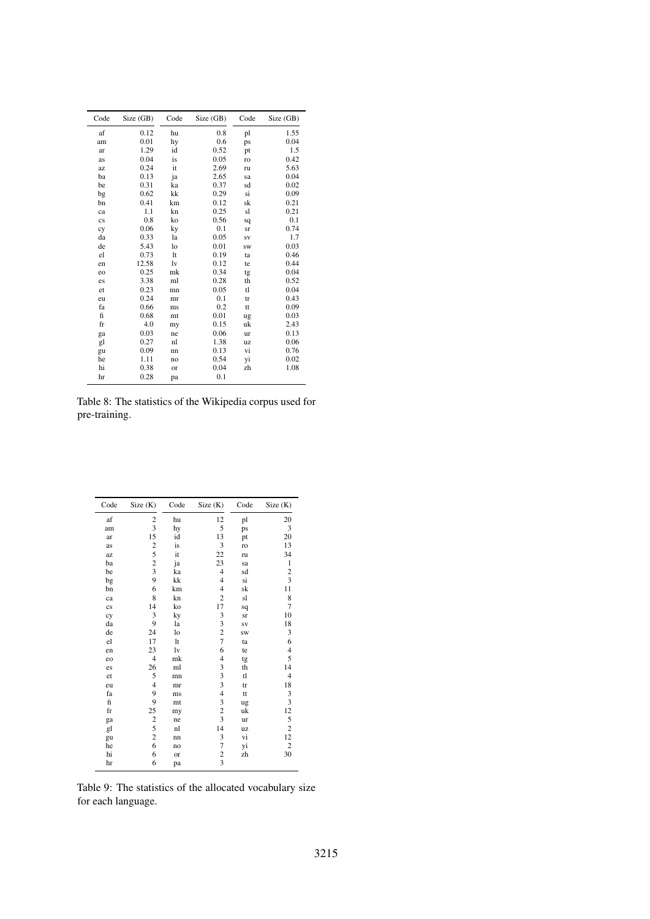| Code | Size (GB) | Code | Size (GB) | Code | Size (GB) |
|---|---|---|---|---|---|
| af | 0.12 | hu | 0.8 | pl | 1.55 |
| am | 0.01 | hy | 0.6 | ps | 0.04 |
| ar | 1.29 | id | 0.52 | pt | 1.5 |
| as | 0.04 | is | 0.05 | ro | 0.42 |
| az | 0.24 | it | 2.69 | ru | 5.63 |
| ba | 0.13 | ja | 2.65 | sa | 0.04 |
| be | 0.31 | ka | 0.37 | sd | 0.02 |
| bg | 0.62 | kk | 0.29 | si | 0.09 |
| bn | 0.41 | km | 0.12 | sk | 0.21 |
| ca | 1.1 | kn | 0.25 | sl | 0.21 |
| cs | 0.8 | ko | 0.56 | sq | 0.1 |
| cy | 0.06 | ky | 0.1 | sr | 0.74 |
| da | 0.33 | la | 0.05 | sv | 1.7 |
| de | 5.43 | lo | 0.01 | sw | 0.03 |
| el | 0.73 | lt | 0.19 | ta | 0.46 |
| en | 12.58 | lv | 0.12 | te | 0.44 |
| eo | 0.25 | mk | 0.34 | tg | 0.04 |
| es | 3.38 | ml | 0.28 | th | 0.52 |
| et | 0.23 | mn | 0.05 | tl | 0.04 |
| eu | 0.24 | mr | 0.1 | tr | 0.43 |
| fa | 0.66 | ms | 0.2 | tt | 0.09 |
| fi | 0.68 | mt | 0.01 | ug | 0.03 |
| fr | 4.0 | my | 0.15 | uk | 2.43 |
| ga | 0.03 | ne | 0.06 | ur | 0.13 |
| gl | 0.27 | nl | 1.38 | uz | 0.06 |
| gu | 0.09 | nn | 0.13 | vi | 0.76 |
| he | 1.11 | no | 0.54 | yi | 0.02 |
| hi | 0.38 | or | 0.04 | zh | 1.08 |
| hr | 0.28 | pa | 0.1 | | |

Table 8: The statistics of the Wikipedia corpus used for pre-training.

| Code | Size (K) | Code | Size (K) | Code | Size (K) |
|---|---|---|---|---|---|
| af | 2 | hu | 12 | pl | 20 |
| am | 3 | hy | 5 | ps | 3 |
| ar | 15 | id | 13 | pt | 20 |
| as | 2 | is | 3 | ro | 13 |
| az | 5 | it | 22 | ru | 34 |
| ba | 2 | ja | 23 | sa | 1 |
| be | 3 | ka | 4 | sd | 2 |
| bg | 9 | kk | 4 | si | 3 |
| bn | 6 | km | 4 | sk | 11 |
| ca | 8 | kn | 2 | sl | 8 |
| cs | 14 | ko | 17 | sq | 7 |
| cy | 3 | ky | 3 | sr | 10 |
| da | 9 | la | 3 | sv | 18 |
| de | 24 | lo | 2 | sw | 3 |
| el | 17 | lt | 7 | ta | 6 |
| en | 23 | lv | 6 | te | 4 |
| eo | 4 | mk | 4 | tg | 5 |
| es | 26 | ml | 3 | th | 14 |
| et | 5 | mn | 3 | tl | 4 |
| eu | 4 | mr | 3 | tr | 18 |
| fa | 9 | ms | 4 | tt | 3 |
| fi | 9 | mt | 3 | ug | 3 |
| fr | 25 | my | 2 | uk | 12 |
| ga | 2 | ne | 3 | ur | 5 |
| gl | 5 | nl | 14 | uz | 2 |
| gu | 2 | nn | 3 | vi | 12 |
| he | 6 | no | 7 | yi | 2 |
| hi | 6 | or | 2 | zh | 30 |
| hr | 6 | pa | 3 | | |

Table 9: The statistics of the allocated vocabulary size for each language.